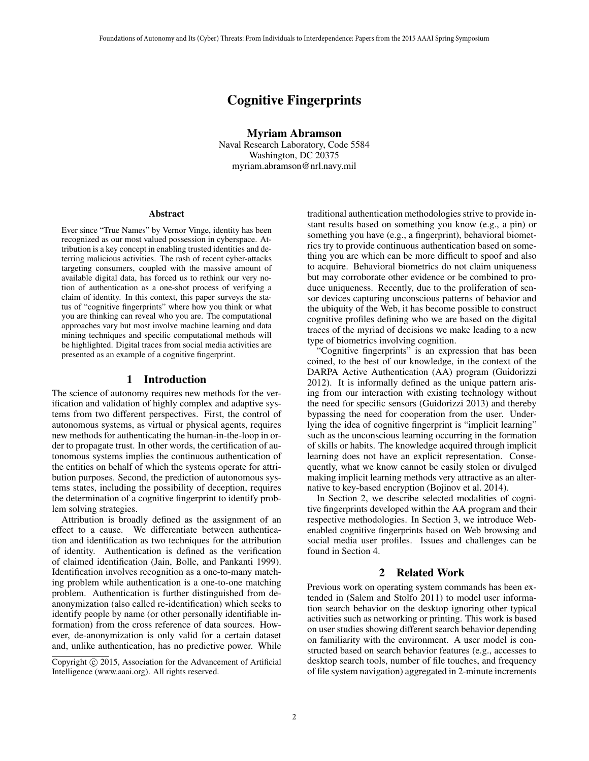# Cognitive Fingerprints

**Myriam Abramson**
Naval Research Laboratory, Code 5584
Washington, DC 20375
myriam.abramson@nrl.navy.mil

### Abstract

Ever since "True Names" by Vernor Vinge, identity has been recognized as our most valued possession in cyberspace. Attribution is a key concept in enabling trusted identities and deterring malicious activities. The rash of recent cyber-attacks targeting consumers, coupled with the massive amount of available digital data, has forced us to rethink our very notion of authentication as a one-shot process of verifying a claim of identity. In this context, this paper surveys the status of "cognitive fingerprints" where how you think or what you are thinking can reveal who you are. The computational approaches vary but most involve machine learning and data mining techniques and specific computational methods will be highlighted. Digital traces from social media activities are presented as an example of a cognitive fingerprint.

## 1 Introduction

The science of autonomy requires new methods for the verification and validation of highly complex and adaptive systems from two different perspectives. First, the control of autonomous systems, as virtual or physical agents, requires new methods for authenticating the human-in-the-loop in order to propagate trust. In other words, the certification of autonomous systems implies the continuous authentication of the entities on behalf of which the systems operate for attribution purposes. Second, the prediction of autonomous systems states, including the possibility of deception, requires the determination of a cognitive fingerprint to identify problem solving strategies.

Attribution is broadly defined as the assignment of an effect to a cause. We differentiate between authentication and identification as two techniques for the attribution of identity. Authentication is defined as the verification of claimed identification (Jain, Bolle, and Pankanti 1999). Identification involves recognition as a one-to-many matching problem while authentication is a one-to-one matching problem. Authentication is further distinguished from de-anonymization (also called re-identification) which seeks to identify people by name (or other personally identifiable information) from the cross reference of data sources. However, de-anonymization is only valid for a certain dataset and, unlike authentication, has no predictive power. While traditional authentication methodologies strive to provide instant results based on something you know (e.g., a pin) or something you have (e.g., a fingerprint), behavioral biometrics try to provide continuous authentication based on something you are which can be more difficult to spoof and also to acquire. Behavioral biometrics do not claim uniqueness but may corroborate other evidence or be combined to produce uniqueness. Recently, due to the proliferation of sensor devices capturing unconscious patterns of behavior and the ubiquity of the Web, it has become possible to construct cognitive profiles defining who we are based on the digital traces of the myriad of decisions we make leading to a new type of biometrics involving cognition.

Copyright © 2015, Association for the Advancement of Artificial Intelligence (www.aaai.org). All rights reserved.

"Cognitive fingerprints" is an expression that has been coined, to the best of our knowledge, in the context of the DARPA Active Authentication (AA) program (Guidorizzi 2012). It is informally defined as the unique pattern arising from our interaction with existing technology without the need for specific sensors (Guidorizzi 2013) and thereby bypassing the need for cooperation from the user. Underlying the idea of cognitive fingerprint is "implicit learning" such as the unconscious learning occurring in the formation of skills or habits. The knowledge acquired through implicit learning does not have an explicit representation. Consequently, what we know cannot be easily stolen or divulged making implicit learning methods very attractive as an alternative to key-based encryption (Bojinov et al. 2014).

In Section 2, we describe selected modalities of cognitive fingerprints developed within the AA program and their respective methodologies. In Section 3, we introduce Web-enabled cognitive fingerprints based on Web browsing and social media user profiles. Issues and challenges can be found in Section 4.

## 2 Related Work

Previous work on operating system commands has been extended in (Salem and Stolfo 2011) to model user information search behavior on the desktop ignoring other typical activities such as networking or printing. This work is based on user studies showing different search behavior depending on familiarity with the environment. A user model is constructed based on search behavior features (e.g., accesses to desktop search tools, number of file touches, and frequency of file system navigation) aggregated in 2-minute increments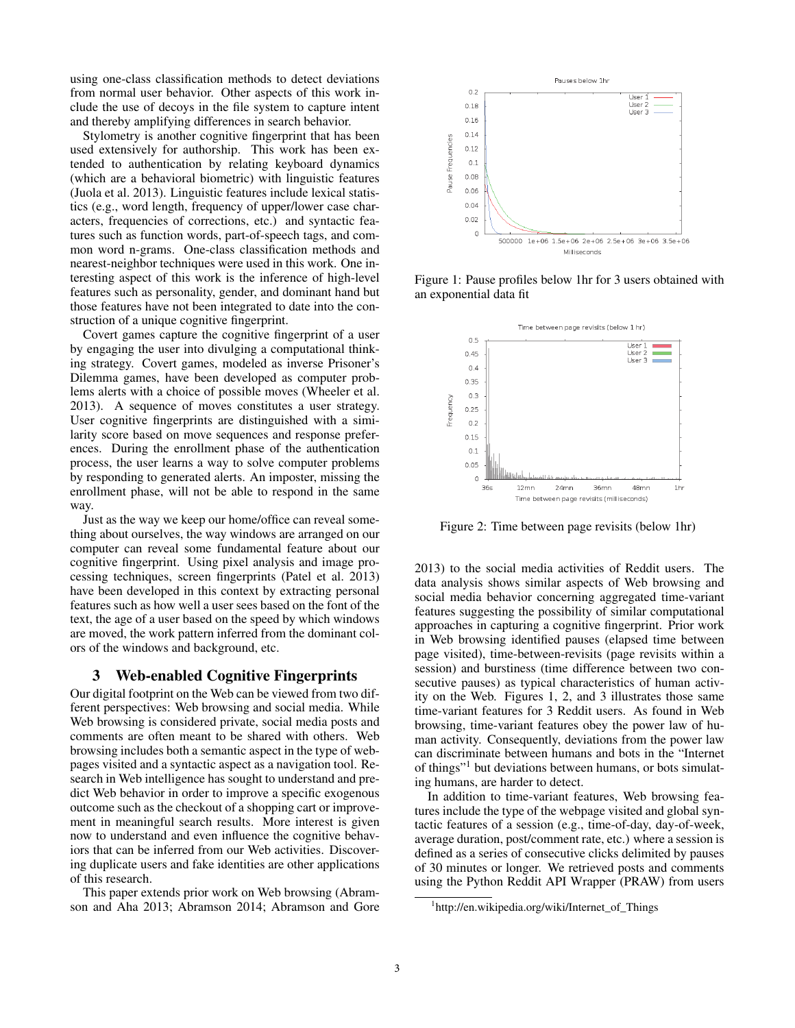using one-class classification methods to detect deviations from normal user behavior. Other aspects of this work include the use of decoys in the file system to capture intent and thereby amplifying differences in search behavior.

Stylometry is another cognitive fingerprint that has been used extensively for authorship. This work has been extended to authentication by relating keyboard dynamics (which are a behavioral biometric) with linguistic features (Juola et al. 2013). Linguistic features include lexical statistics (e.g., word length, frequency of upper/lower case characters, frequencies of corrections, etc.) and syntactic features such as function words, part-of-speech tags, and common word n-grams. One-class classification methods and nearest-neighbor techniques were used in this work. One interesting aspect of this work is the inference of high-level features such as personality, gender, and dominant hand but those features have not been integrated to date into the construction of a unique cognitive fingerprint.

Covert games capture the cognitive fingerprint of a user by engaging the user into divulging a computational thinking strategy. Covert games, modeled as inverse Prisoner's Dilemma games, have been developed as computer problems alerts with a choice of possible moves (Wheeler et al. 2013). A sequence of moves constitutes a user strategy. User cognitive fingerprints are distinguished with a similarity score based on move sequences and response preferences. During the enrollment phase of the authentication process, the user learns a way to solve computer problems by responding to generated alerts. An imposter, missing the enrollment phase, will not be able to respond in the same way.

Just as the way we keep our home/office can reveal something about ourselves, the way windows are arranged on our computer can reveal some fundamental feature about our cognitive fingerprint. Using pixel analysis and image processing techniques, screen fingerprints (Patel et al. 2013) have been developed in this context by extracting personal features such as how well a user sees based on the font of the text, the age of a user based on the speed by which windows are moved, the work pattern inferred from the dominant colors of the windows and background, etc.

## 3 Web-enabled Cognitive Fingerprints

Our digital footprint on the Web can be viewed from two different perspectives: Web browsing and social media. While Web browsing is considered private, social media posts and comments are often meant to be shared with others. Web browsing includes both a semantic aspect in the type of webpages visited and a syntactic aspect as a navigation tool. Research in Web intelligence has sought to understand and predict Web behavior in order to improve a specific exogenous outcome such as the checkout of a shopping cart or improvement in meaningful search results. More interest is given now to understand and even influence the cognitive behaviors that can be inferred from our Web activities. Discovering duplicate users and fake identities are other applications of this research.

This paper extends prior work on Web browsing (Abramson and Aha 2013; Abramson 2014; Abramson and Gore 2013) to the social media activities of Reddit users. The data analysis shows similar aspects of Web browsing and social media behavior concerning aggregated time-variant features suggesting the possibility of similar computational approaches in capturing a cognitive fingerprint. Prior work in Web browsing identified pauses (elapsed time between page visited), time-between-revisits (page revisits within a session) and burstiness (time difference between two consecutive pauses) as typical characteristics of human activity on the Web. Figures 1, 2, and 3 illustrates those same time-variant features for 3 Reddit users. As found in Web browsing, time-variant features obey the power law of human activity. Consequently, deviations from the power law can discriminate between humans and bots in the "Internet of things"[1] but deviations between humans, or bots simulating humans, are harder to detect.

Figure 1: Pause profiles below 1hr for 3 users obtained with an exponential data fit

Figure 2: Time between page revisits (below 1hr)

In addition to time-variant features, Web browsing features include the type of the webpage visited and global syntactic features of a session (e.g., time-of-day, day-of-week, average duration, post/comment rate, etc.) where a session is defined as a series of consecutive clicks delimited by pauses of 30 minutes or longer. We retrieved posts and comments using the Python Reddit API Wrapper (PRAW) from users

[1] http://en.wikipedia.org/wiki/Internet_of_Things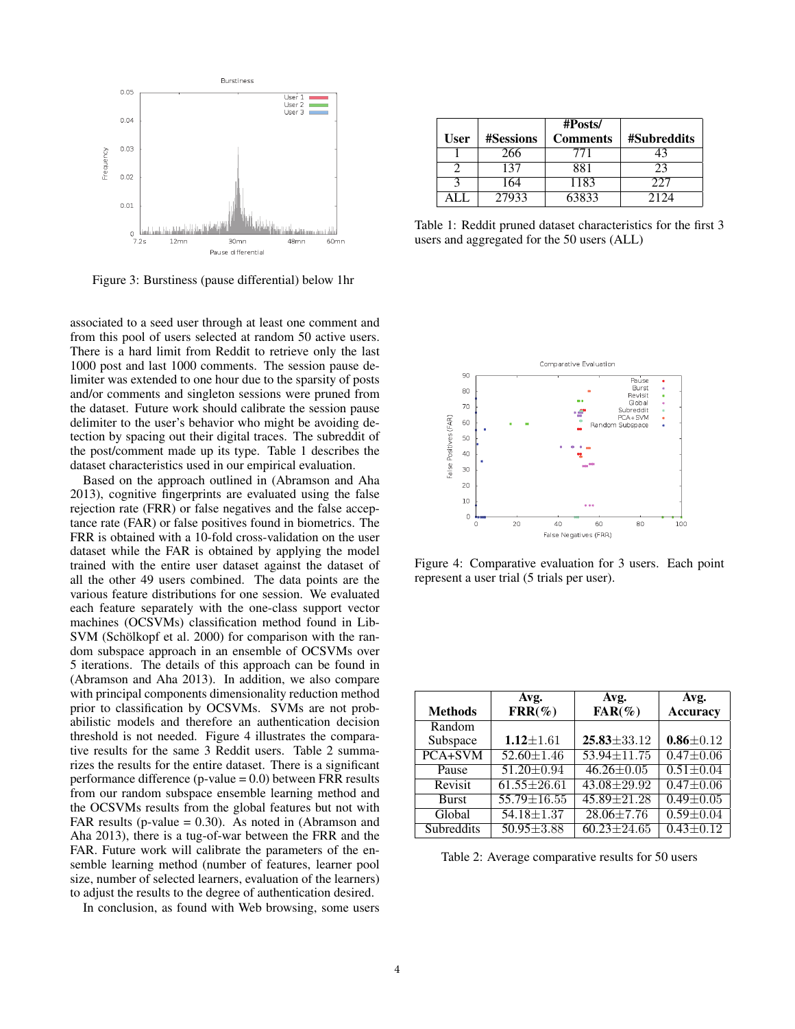Figure 3: Burstiness (pause differential) below 1hr

associated to a seed user through at least one comment and from this pool of users selected at random 50 active users. There is a hard limit from Reddit to retrieve only the last 1000 post and last 1000 comments. The session pause delimiter was extended to one hour due to the sparsity of posts and/or comments and singleton sessions were pruned from the dataset. Future work should calibrate the session pause delimiter to the user's behavior who might be avoiding detection by spacing out their digital traces. The subreddit of the post/comment made up its type. Table 1 describes the dataset characteristics used in our empirical evaluation.

Based on the approach outlined in (Abramson and Aha 2013), cognitive fingerprints are evaluated using the false rejection rate (FRR) or false negatives and the false acceptance rate (FAR) or false positives found in biometrics. The FRR is obtained with a 10-fold cross-validation on the user dataset while the FAR is obtained by applying the model trained with the entire user dataset against the dataset of all the other 49 users combined. The data points are the various feature distributions for one session. We evaluated each feature separately with the one-class support vector machines (OCSVMs) classification method found in LibSVM (Schölkopf et al. 2000) for comparison with the random subspace approach in an ensemble of OCSVMs over 5 iterations. The details of this approach can be found in (Abramson and Aha 2013). In addition, we also compare with principal components dimensionality reduction method prior to classification by OCSVMs. SVMs are not probabilistic models and therefore an authentication decision threshold is not needed. Figure 4 illustrates the comparative results for the same 3 Reddit users. Table 2 summarizes the results for the entire dataset. There is a significant performance difference (p-value = 0.0) between FRR results from our random subspace ensemble learning method and the OCSVMs results from the global features but not with FAR results (p-value = 0.30). As noted in (Abramson and Aha 2013), there is a tug-of-war between the FRR and the FAR. Future work will calibrate the parameters of the ensemble learning method (number of features, learner pool size, number of selected learners, evaluation of the learners) to adjust the results to the degree of authentication desired.

In conclusion, as found with Web browsing, some users

| User | #Sessions | #Posts/ Comments | #Subreddits |
|---|---|---|---|
| 1 | 266 | 771 | 43 |
| 2 | 137 | 881 | 23 |
| 3 | 164 | 1183 | 227 |
| ALL | 27933 | 63833 | 2124 |

Table 1: Reddit pruned dataset characteristics for the first 3 users and aggregated for the 50 users (ALL)

Figure 4: Comparative evaluation for 3 users. Each point represent a user trial (5 trials per user).

| Methods | Avg. FRR(%) | Avg. FAR(%) | Avg. Accuracy |
|---|---|---|---|
| Random Subspace | **1.12**±1.61 | **25.83**±33.12 | **0.86**±0.12 |
| PCA+SVM | 52.60±1.46 | 53.94±11.75 | 0.47±0.06 |
| Pause | 51.20±0.94 | 46.26±0.05 | 0.51±0.04 |
| Revisit | 61.55±26.61 | 43.08±29.92 | 0.47±0.06 |
| Burst | 55.79±16.55 | 45.89±21.28 | 0.49±0.05 |
| Global | 54.18±1.37 | 28.06±7.76 | 0.59±0.04 |
| Subreddits | 50.95±3.88 | 60.23±24.65 | 0.43±0.12 |

Table 2: Average comparative results for 50 users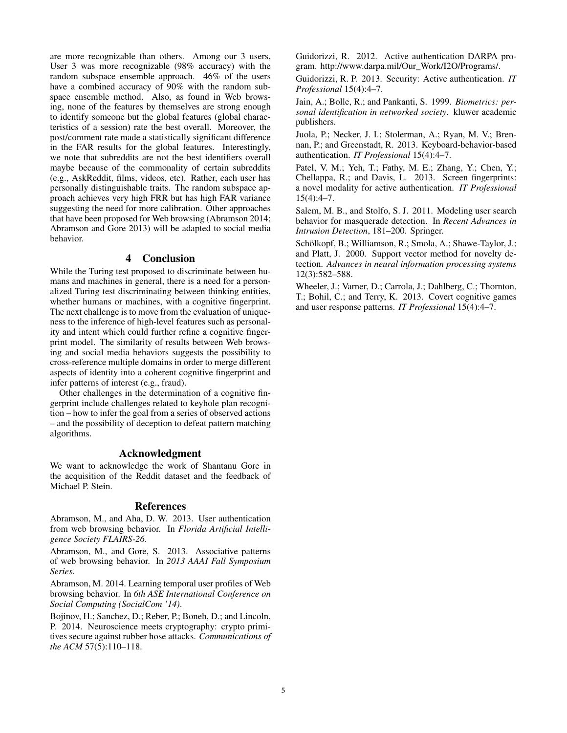are more recognizable than others. Among our 3 users, User 3 was more recognizable (98% accuracy) with the random subspace ensemble approach. 46% of the users have a combined accuracy of 90% with the random subspace ensemble method. Also, as found in Web browsing, none of the features by themselves are strong enough to identify someone but the global features (global characteristics of a session) rate the best overall. Moreover, the post/comment rate made a statistically significant difference in the FAR results for the global features. Interestingly, we note that subreddits are not the best identifiers overall maybe because of the commonality of certain subreddits (e.g., AskReddit, films, videos, etc). Rather, each user has personally distinguishable traits. The random subspace approach achieves very high FRR but has high FAR variance suggesting the need for more calibration. Other approaches that have been proposed for Web browsing (Abramson 2014; Abramson and Gore 2013) will be adapted to social media behavior.

## 4 Conclusion

While the Turing test proposed to discriminate between humans and machines in general, there is a need for a personalized Turing test discriminating between thinking entities, whether humans or machines, with a cognitive fingerprint. The next challenge is to move from the evaluation of uniqueness to the inference of high-level features such as personality and intent which could further refine a cognitive fingerprint model. The similarity of results between Web browsing and social media behaviors suggests the possibility to cross-reference multiple domains in order to merge different aspects of identity into a coherent cognitive fingerprint and infer patterns of interest (e.g., fraud).

Other challenges in the determination of a cognitive fingerprint include challenges related to keyhole plan recognition – how to infer the goal from a series of observed actions – and the possibility of deception to defeat pattern matching algorithms.

## Acknowledgment

We want to acknowledge the work of Shantanu Gore in the acquisition of the Reddit dataset and the feedback of Michael P. Stein.

## References

Abramson, M., and Aha, D. W. 2013. User authentication from web browsing behavior. In *Florida Artificial Intelligence Society FLAIRS-26*.

Abramson, M., and Gore, S. 2013. Associative patterns of web browsing behavior. In *2013 AAAI Fall Symposium Series*.

Abramson, M. 2014. Learning temporal user profiles of Web browsing behavior. In *6th ASE International Conference on Social Computing (SocialCom '14)*.

Bojinov, H.; Sanchez, D.; Reber, P.; Boneh, D.; and Lincoln, P. 2014. Neuroscience meets cryptography: crypto primitives secure against rubber hose attacks. *Communications of the ACM* 57(5):110–118.

Guidorizzi, R. 2012. Active authentication DARPA program. http://www.darpa.mil/Our_Work/I2O/Programs/.

Guidorizzi, R. P. 2013. Security: Active authentication. *IT Professional* 15(4):4–7.

Jain, A.; Bolle, R.; and Pankanti, S. 1999. *Biometrics: personal identification in networked society*. kluwer academic publishers.

Juola, P.; Necker, J. I.; Stolerman, A.; Ryan, M. V.; Brennan, P.; and Greenstadt, R. 2013. Keyboard-behavior-based authentication. *IT Professional* 15(4):4–7.

Patel, V. M.; Yeh, T.; Fathy, M. E.; Zhang, Y.; Chen, Y.; Chellappa, R.; and Davis, L. 2013. Screen fingerprints: a novel modality for active authentication. *IT Professional* 15(4):4–7.

Salem, M. B., and Stolfo, S. J. 2011. Modeling user search behavior for masquerade detection. In *Recent Advances in Intrusion Detection*, 181–200. Springer.

Schölkopf, B.; Williamson, R.; Smola, A.; Shawe-Taylor, J.; and Platt, J. 2000. Support vector method for novelty detection. *Advances in neural information processing systems* 12(3):582–588.

Wheeler, J.; Varner, D.; Carrola, J.; Dahlberg, C.; Thornton, T.; Bohil, C.; and Terry, K. 2013. Covert cognitive games and user response patterns. *IT Professional* 15(4):4–7.